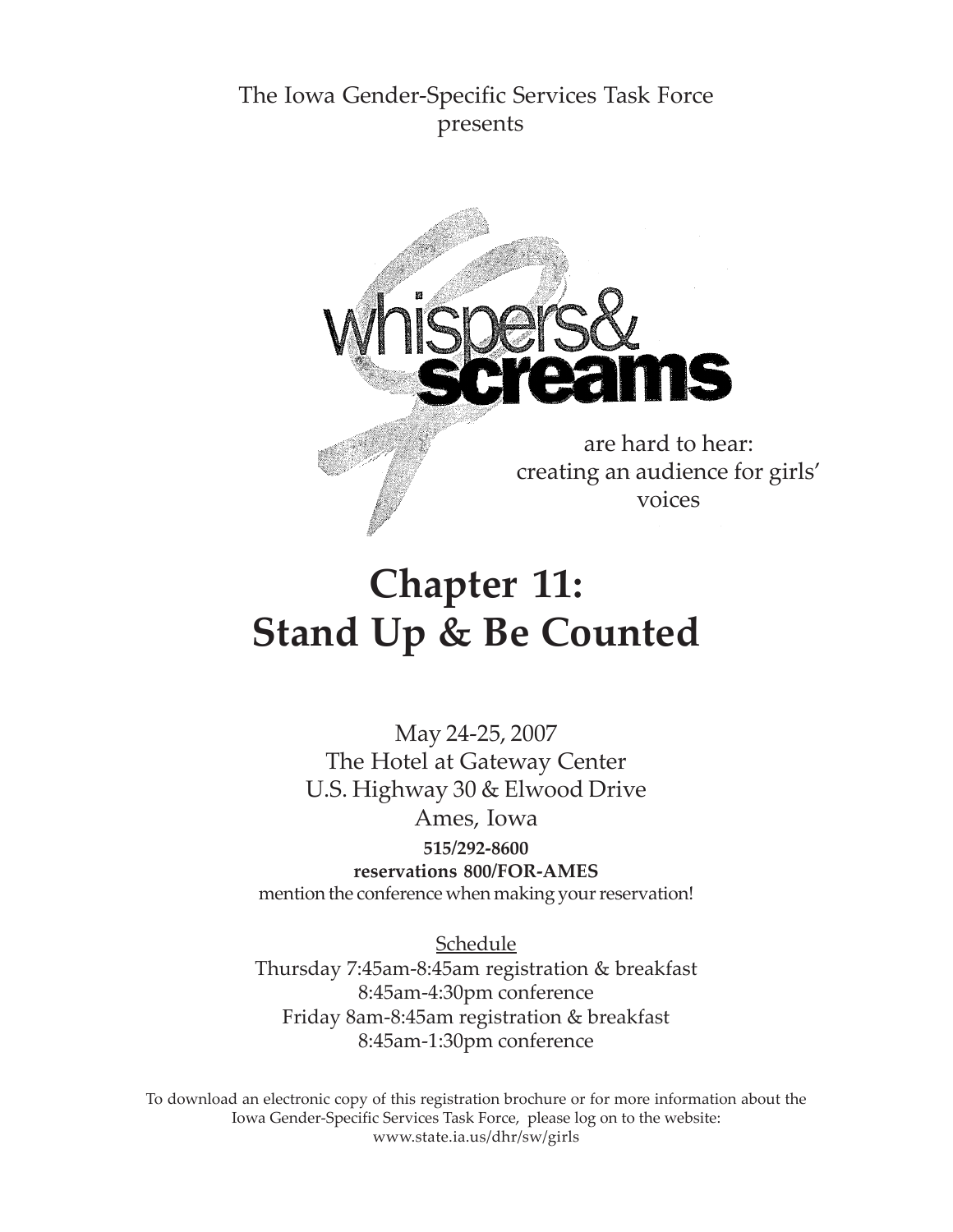The Iowa Gender-Specific Services Task Force
presents

whispers& **screams**

are hard to hear:
creating an audience for girls' voices

# Chapter 11:
# Stand Up & Be Counted

May 24-25, 2007
The Hotel at Gateway Center
U.S. Highway 30 & Elwood Drive
Ames, Iowa

**515/292-8600**
**reservations 800/FOR-AMES**
mention the conference when making your reservation!

<u>Schedule</u>

Thursday 7:45am-8:45am registration & breakfast
8:45am-4:30pm conference
Friday 8am-8:45am registration & breakfast
8:45am-1:30pm conference

To download an electronic copy of this registration brochure or for more information about the Iowa Gender-Specific Services Task Force, please log on to the website:
www.state.ia.us/dhr/sw/girls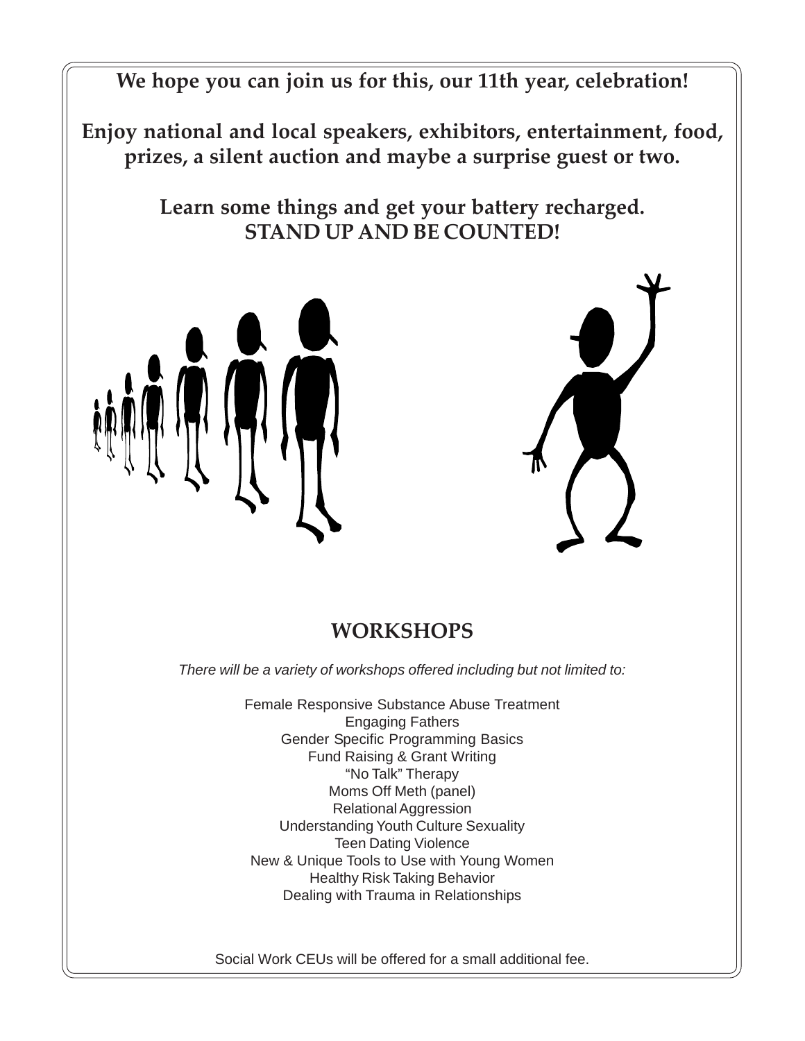**We hope you can join us for this, our 11th year, celebration!**

**Enjoy national and local speakers, exhibitors, entertainment, food, prizes, a silent auction and maybe a surprise guest or two.**

**Learn some things and get your battery recharged.**
**STAND UP AND BE COUNTED!**

## WORKSHOPS

*There will be a variety of workshops offered including but not limited to:*

Female Responsive Substance Abuse Treatment
Engaging Fathers
Gender Specific Programming Basics
Fund Raising & Grant Writing
"No Talk" Therapy
Moms Off Meth (panel)
Relational Aggression
Understanding Youth Culture Sexuality
Teen Dating Violence
New & Unique Tools to Use with Young Women
Healthy Risk Taking Behavior
Dealing with Trauma in Relationships

Social Work CEUs will be offered for a small additional fee.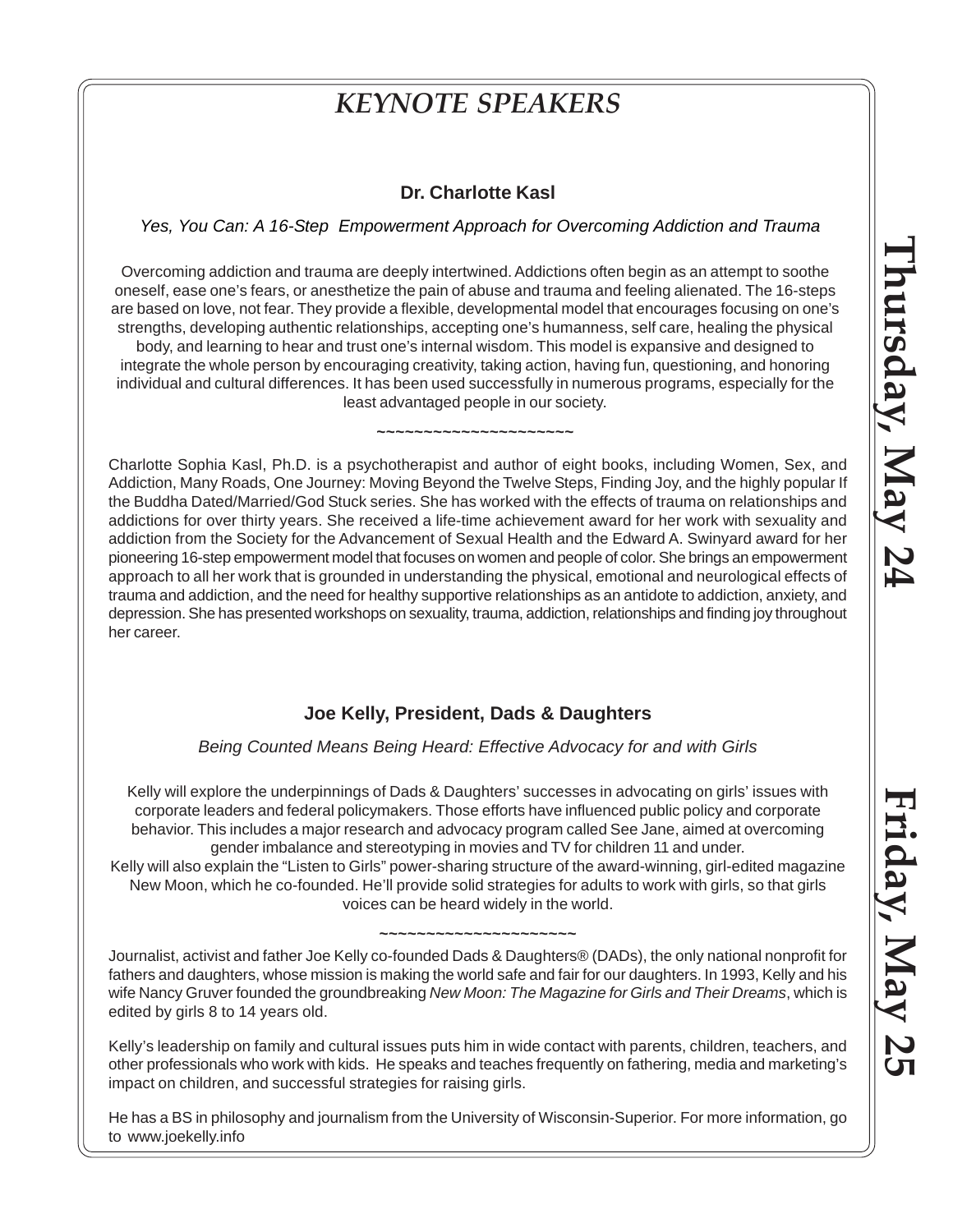# *KEYNOTE SPEAKERS*

**Thursday, May 24**

### Dr. Charlotte Kasl

*Yes, You Can: A 16-Step Empowerment Approach for Overcoming Addiction and Trauma*

Overcoming addiction and trauma are deeply intertwined. Addictions often begin as an attempt to soothe oneself, ease one's fears, or anesthetize the pain of abuse and trauma and feeling alienated. The 16-steps are based on love, not fear. They provide a flexible, developmental model that encourages focusing on one's strengths, developing authentic relationships, accepting one's humanness, self care, healing the physical body, and learning to hear and trust one's internal wisdom. This model is expansive and designed to integrate the whole person by encouraging creativity, taking action, having fun, questioning, and honoring individual and cultural differences. It has been used successfully in numerous programs, especially for the least advantaged people in our society.

~~~~~~~~~~~~~~~~~~~~~~

Charlotte Sophia Kasl, Ph.D. is a psychotherapist and author of eight books, including Women, Sex, and Addiction, Many Roads, One Journey: Moving Beyond the Twelve Steps, Finding Joy, and the highly popular If the Buddha Dated/Married/God Stuck series. She has worked with the effects of trauma on relationships and addictions for over thirty years. She received a life-time achievement award for her work with sexuality and addiction from the Society for the Advancement of Sexual Health and the Edward A. Swinyard award for her pioneering 16-step empowerment model that focuses on women and people of color. She brings an empowerment approach to all her work that is grounded in understanding the physical, emotional and neurological effects of trauma and addiction, and the need for healthy supportive relationships as an antidote to addiction, anxiety, and depression. She has presented workshops on sexuality, trauma, addiction, relationships and finding joy throughout her career.

**Friday, May 25**

### Joe Kelly, President, Dads & Daughters

*Being Counted Means Being Heard: Effective Advocacy for and with Girls*

Kelly will explore the underpinnings of Dads & Daughters' successes in advocating on girls' issues with corporate leaders and federal policymakers. Those efforts have influenced public policy and corporate behavior. This includes a major research and advocacy program called See Jane, aimed at overcoming gender imbalance and stereotyping in movies and TV for children 11 and under.
Kelly will also explain the "Listen to Girls" power-sharing structure of the award-winning, girl-edited magazine New Moon, which he co-founded. He'll provide solid strategies for adults to work with girls, so that girls voices can be heard widely in the world.

~~~~~~~~~~~~~~~~~~~~~~

Journalist, activist and father Joe Kelly co-founded Dads & Daughters® (DADs), the only national nonprofit for fathers and daughters, whose mission is making the world safe and fair for our daughters. In 1993, Kelly and his wife Nancy Gruver founded the groundbreaking *New Moon: The Magazine for Girls and Their Dreams*, which is edited by girls 8 to 14 years old.

Kelly's leadership on family and cultural issues puts him in wide contact with parents, children, teachers, and other professionals who work with kids. He speaks and teaches frequently on fathering, media and marketing's impact on children, and successful strategies for raising girls.

He has a BS in philosophy and journalism from the University of Wisconsin-Superior. For more information, go to www.joekelly.info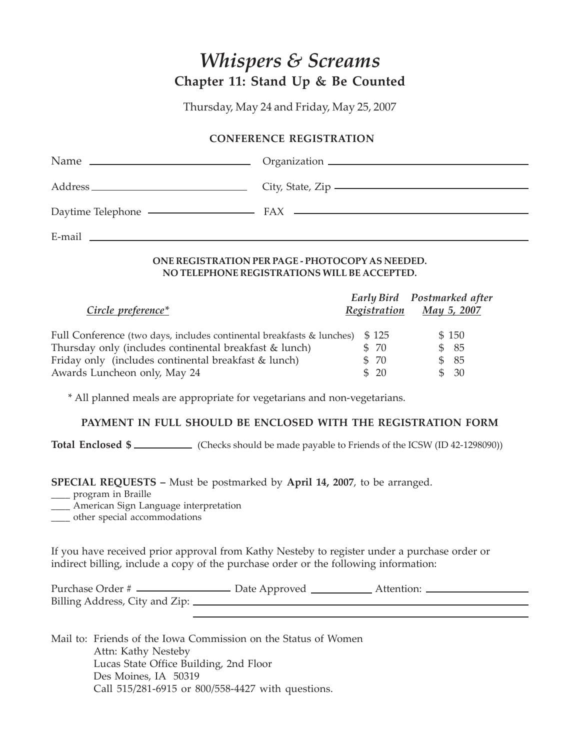# *Whispers & Screams*

## Chapter 11: Stand Up & Be Counted

Thursday, May 24 and Friday, May 25, 2007

### CONFERENCE REGISTRATION

Name ______________________ Organization ______________________________

Address ______________________ City, State, Zip ______________________________

Daytime Telephone ______________________ FAX ______________________________

E-mail ____________________________________________________________

**ONE REGISTRATION PER PAGE - PHOTOCOPY AS NEEDED.**
**NO TELEPHONE REGISTRATIONS WILL BE ACCEPTED.**

| *Circle preference** | *Early Bird Registration* | *Postmarked after May 5, 2007* |
|---|---|---|
| Full Conference (two days, includes continental breakfasts & lunches) | $ 125 | $ 150 |
| Thursday only (includes continental breakfast & lunch) | $ 70 | $ 85 |
| Friday only (includes continental breakfast & lunch) | $ 70 | $ 85 |
| Awards Luncheon only, May 24 | $ 20 | $ 30 |

\* All planned meals are appropriate for vegetarians and non-vegetarians.

**PAYMENT IN FULL SHOULD BE ENCLOSED WITH THE REGISTRATION FORM**

**Total Enclosed $** __________ (Checks should be made payable to Friends of the ICSW (ID 42-1298090))

**SPECIAL REQUESTS –** Must be postmarked by **April 14, 2007**, to be arranged.

____ program in Braille
____ American Sign Language interpretation
____ other special accommodations

If you have received prior approval from Kathy Nesteby to register under a purchase order or indirect billing, include a copy of the purchase order or the following information:

Purchase Order # ______________ Date Approved __________ Attention: ______________
Billing Address, City and Zip: ______________________________________________
______________________________________________

Mail to: Friends of the Iowa Commission on the Status of Women
Attn: Kathy Nesteby
Lucas State Office Building, 2nd Floor
Des Moines, IA 50319
Call 515/281-6915 or 800/558-4427 with questions.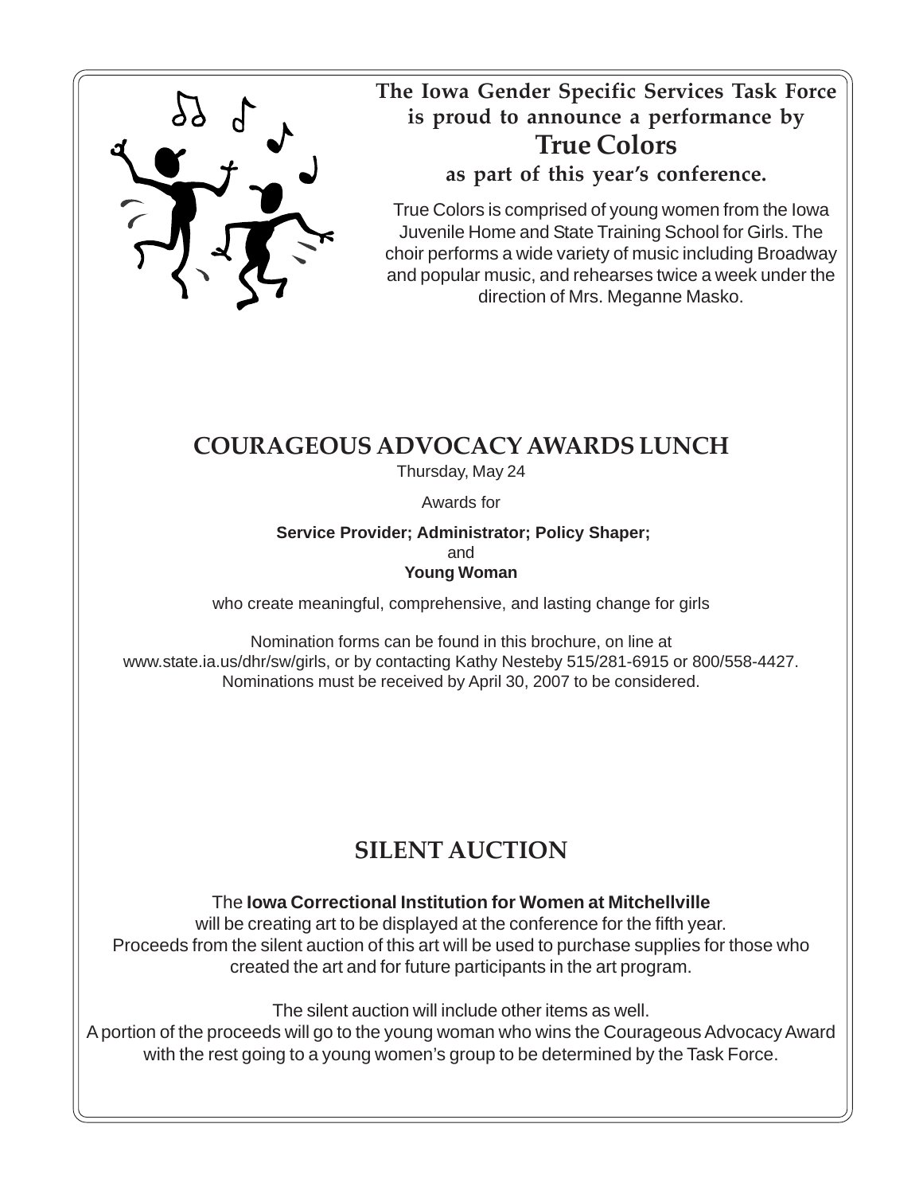**The Iowa Gender Specific Services Task Force is proud to announce a performance by**

## True Colors

**as part of this year's conference.**

True Colors is comprised of young women from the Iowa Juvenile Home and State Training School for Girls. The choir performs a wide variety of music including Broadway and popular music, and rehearses twice a week under the direction of Mrs. Meganne Masko.

## COURAGEOUS ADVOCACY AWARDS LUNCH

Thursday, May 24

Awards for

**Service Provider; Administrator; Policy Shaper;**
and
**Young Woman**

who create meaningful, comprehensive, and lasting change for girls

Nomination forms can be found in this brochure, on line at www.state.ia.us/dhr/sw/girls, or by contacting Kathy Nesteby 515/281-6915 or 800/558-4427. Nominations must be received by April 30, 2007 to be considered.

## SILENT AUCTION

The **Iowa Correctional Institution for Women at Mitchellville** will be creating art to be displayed at the conference for the fifth year. Proceeds from the silent auction of this art will be used to purchase supplies for those who created the art and for future participants in the art program.

The silent auction will include other items as well. A portion of the proceeds will go to the young woman who wins the Courageous Advocacy Award with the rest going to a young women's group to be determined by the Task Force.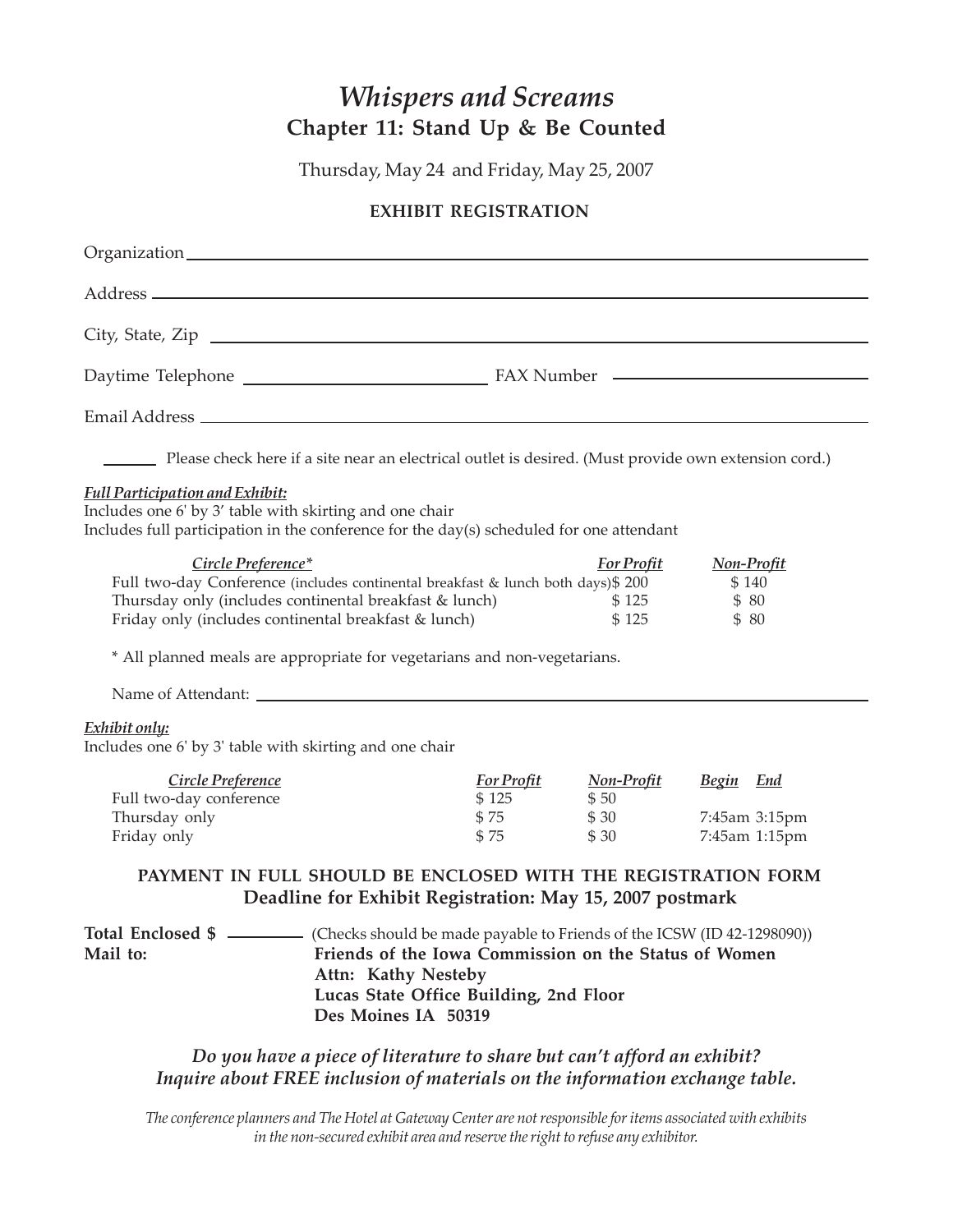# *Whispers and Screams*

## Chapter 11: Stand Up & Be Counted

Thursday, May 24 and Friday, May 25, 2007

### EXHIBIT REGISTRATION

Organization ____________________

Address ____________________

City, State, Zip ____________________

Daytime Telephone ____________________ FAX Number ____________________

Email Address ____________________

______ Please check here if a site near an electrical outlet is desired. (Must provide own extension cord.)

***Full Participation and Exhibit:***

Includes one 6' by 3' table with skirting and one chair
Includes full participation in the conference for the day(s) scheduled for one attendant

| *Circle Preference\** | *For Profit* | *Non-Profit* |
|---|---|---|
| Full two-day Conference (includes continental breakfast & lunch both days) | $ 200 | $ 140 |
| Thursday only (includes continental breakfast & lunch) | $ 125 | $ 80 |
| Friday only (includes continental breakfast & lunch) | $ 125 | $ 80 |

\* All planned meals are appropriate for vegetarians and non-vegetarians.

Name of Attendant: ____________________

***Exhibit only:***

Includes one 6' by 3' table with skirting and one chair

| *Circle Preference* | *For Profit* | *Non-Profit* | *Begin* | *End* |
|---|---|---|---|---|
| Full two-day conference | $ 125 | $ 50 | | |
| Thursday only | $ 75 | $ 30 | 7:45am | 3:15pm |
| Friday only | $ 75 | $ 30 | 7:45am | 1:15pm |

**PAYMENT IN FULL SHOULD BE ENCLOSED WITH THE REGISTRATION FORM**
**Deadline for Exhibit Registration: May 15, 2007 postmark**

**Total Enclosed $** ________ (Checks should be made payable to Friends of the ICSW (ID 42-1298090))

**Mail to:**
**Friends of the Iowa Commission on the Status of Women**
**Attn: Kathy Nesteby**
**Lucas State Office Building, 2nd Floor**
**Des Moines IA 50319**

***Do you have a piece of literature to share but can't afford an exhibit?***
***Inquire about FREE inclusion of materials on the information exchange table.***

*The conference planners and The Hotel at Gateway Center are not responsible for items associated with exhibits in the non-secured exhibit area and reserve the right to refuse any exhibitor.*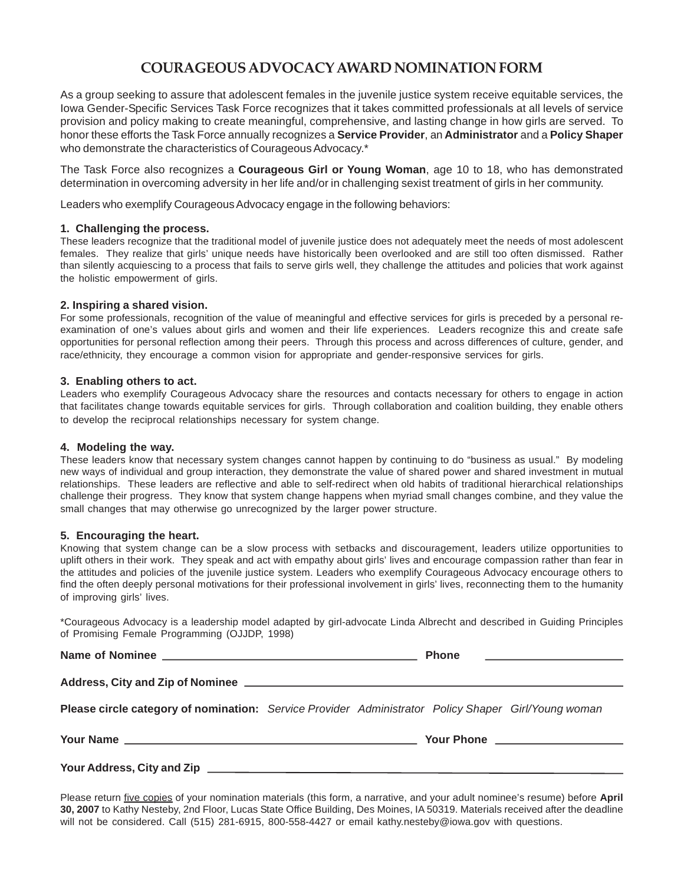# COURAGEOUS ADVOCACY AWARD NOMINATION FORM

As a group seeking to assure that adolescent females in the juvenile justice system receive equitable services, the Iowa Gender-Specific Services Task Force recognizes that it takes committed professionals at all levels of service provision and policy making to create meaningful, comprehensive, and lasting change in how girls are served. To honor these efforts the Task Force annually recognizes a **Service Provider**, an **Administrator** and a **Policy Shaper** who demonstrate the characteristics of Courageous Advocacy.*

The Task Force also recognizes a **Courageous Girl or Young Woman**, age 10 to 18, who has demonstrated determination in overcoming adversity in her life and/or in challenging sexist treatment of girls in her community.

Leaders who exemplify Courageous Advocacy engage in the following behaviors:

**1. Challenging the process.**
These leaders recognize that the traditional model of juvenile justice does not adequately meet the needs of most adolescent females. They realize that girls' unique needs have historically been overlooked and are still too often dismissed. Rather than silently acquiescing to a process that fails to serve girls well, they challenge the attitudes and policies that work against the holistic empowerment of girls.

**2. Inspiring a shared vision.**
For some professionals, recognition of the value of meaningful and effective services for girls is preceded by a personal re-examination of one's values about girls and women and their life experiences. Leaders recognize this and create safe opportunities for personal reflection among their peers. Through this process and across differences of culture, gender, and race/ethnicity, they encourage a common vision for appropriate and gender-responsive services for girls.

**3. Enabling others to act.**
Leaders who exemplify Courageous Advocacy share the resources and contacts necessary for others to engage in action that facilitates change towards equitable services for girls. Through collaboration and coalition building, they enable others to develop the reciprocal relationships necessary for system change.

**4. Modeling the way.**
These leaders know that necessary system changes cannot happen by continuing to do "business as usual." By modeling new ways of individual and group interaction, they demonstrate the value of shared power and shared investment in mutual relationships. These leaders are reflective and able to self-redirect when old habits of traditional hierarchical relationships challenge their progress. They know that system change happens when myriad small changes combine, and they value the small changes that may otherwise go unrecognized by the larger power structure.

**5. Encouraging the heart.**
Knowing that system change can be a slow process with setbacks and discouragement, leaders utilize opportunities to uplift others in their work. They speak and act with empathy about girls' lives and encourage compassion rather than fear in the attitudes and policies of the juvenile justice system. Leaders who exemplify Courageous Advocacy encourage others to find the often deeply personal motivations for their professional involvement in girls' lives, reconnecting them to the humanity of improving girls' lives.

*Courageous Advocacy is a leadership model adapted by girl-advocate Linda Albrecht and described in Guiding Principles of Promising Female Programming (OJJDP, 1998)

**Name of Nominee** ______________________________ **Phone** ________________

**Address, City and Zip of Nominee** ______________________________________________

**Please circle category of nomination:** *Service Provider Administrator Policy Shaper Girl/Young woman*

**Your Name** ______________________________ **Your Phone** ________________

**Your Address, City and Zip** ______________________________________________

Please return five copies of your nomination materials (this form, a narrative, and your adult nominee's resume) before **April 30, 2007** to Kathy Nesteby, 2nd Floor, Lucas State Office Building, Des Moines, IA 50319. Materials received after the deadline will not be considered. Call (515) 281-6915, 800-558-4427 or email kathy.nesteby@iowa.gov with questions.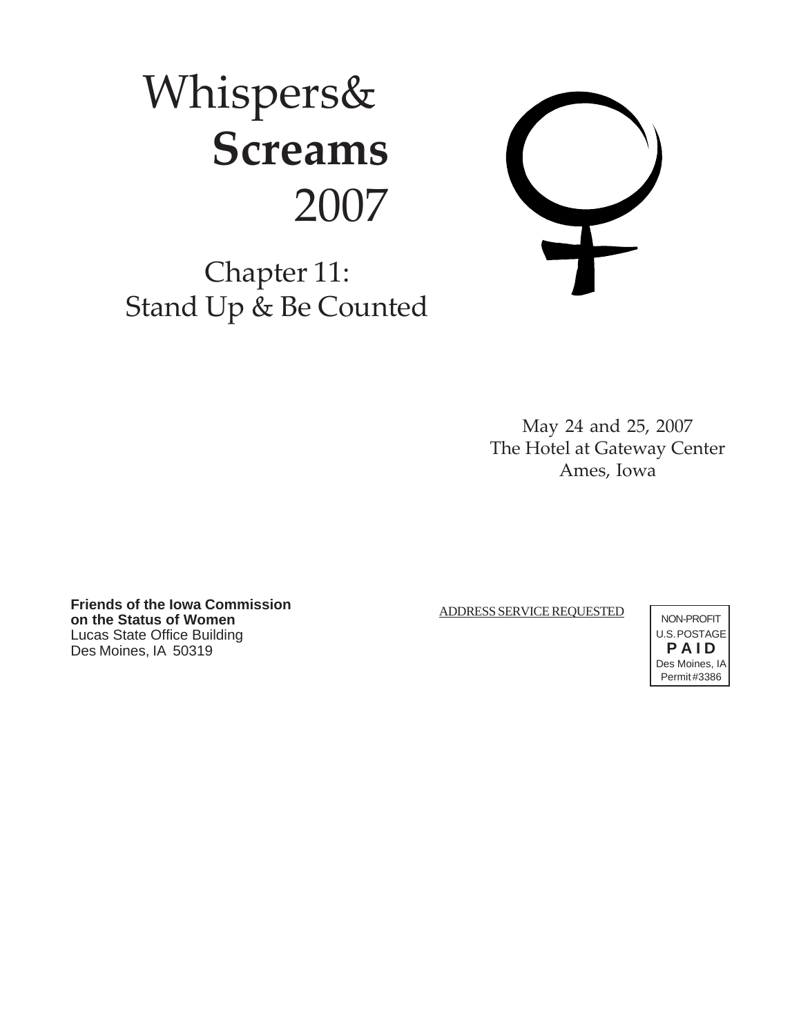# Whispers& **Screams** 2007

## Chapter 11: Stand Up & Be Counted

May 24 and 25, 2007
The Hotel at Gateway Center
Ames, Iowa

**Friends of the Iowa Commission on the Status of Women**
Lucas State Office Building
Des Moines, IA 50319

ADDRESS SERVICE REQUESTED

NON-PROFIT
U.S. POSTAGE
**PAID**
Des Moines, IA
Permit #3386